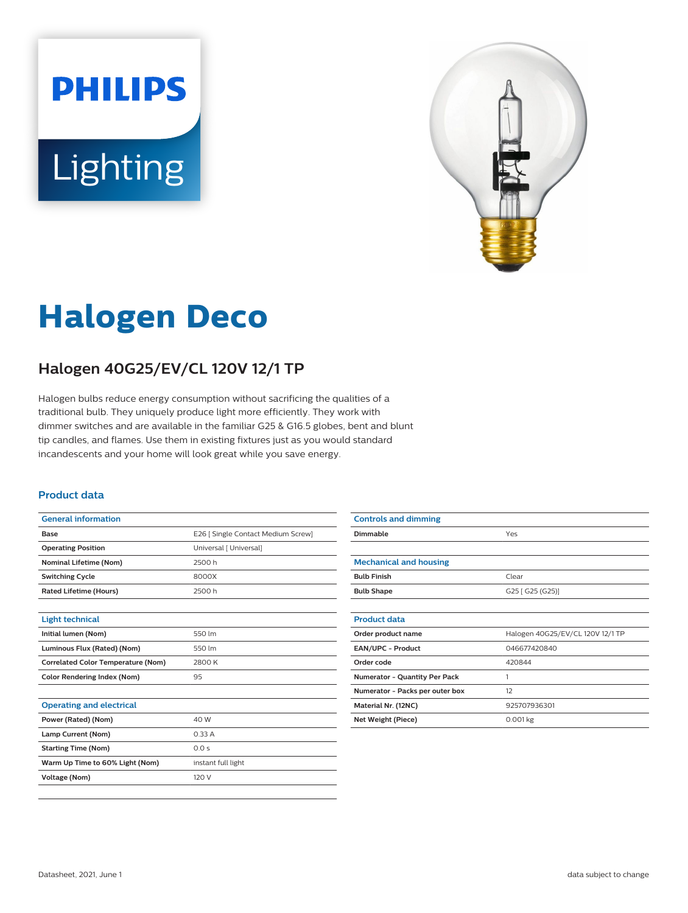PHILIPS

Lighting

# Halogen Deco

## Halogen 40G25/EV/CL 120V 12/1 TP

Halogen bulbs reduce energy consumption without sacrificing the qualities of a traditional bulb. They uniquely produce light more efficiently. They work with dimmer switches and are available in the familiar G25 & G16.5 globes, bent and blunt tip candles, and flames. Use them in existing fixtures just as you would standard incandescents and your home will look great while you save energy.

### Product data

| General information | |
|---|---|
| Base | E26 [ Single Contact Medium Screw] |
| Operating Position | Universal [ Universal] |
| Nominal Lifetime (Nom) | 2500 h |
| Switching Cycle | 8000X |
| Rated Lifetime (Hours) | 2500 h |

| Light technical | |
|---|---|
| Initial lumen (Nom) | 550 lm |
| Luminous Flux (Rated) (Nom) | 550 lm |
| Correlated Color Temperature (Nom) | 2800 K |
| Color Rendering Index (Nom) | 95 |

| Operating and electrical | |
|---|---|
| Power (Rated) (Nom) | 40 W |
| Lamp Current (Nom) | 0.33 A |
| Starting Time (Nom) | 0.0 s |
| Warm Up Time to 60% Light (Nom) | instant full light |
| Voltage (Nom) | 120 V |

| Controls and dimming | |
|---|---|
| Dimmable | Yes |

| Mechanical and housing | |
|---|---|
| Bulb Finish | Clear |
| Bulb Shape | G25 [ G25 (G25)] |

| Product data | |
|---|---|
| Order product name | Halogen 40G25/EV/CL 120V 12/1 TP |
| EAN/UPC - Product | 046677420840 |
| Order code | 420844 |
| Numerator - Quantity Per Pack | 1 |
| Numerator - Packs per outer box | 12 |
| Material Nr. (12NC) | 925707936301 |
| Net Weight (Piece) | 0.001 kg |

Datasheet, 2021, June 1 data subject to change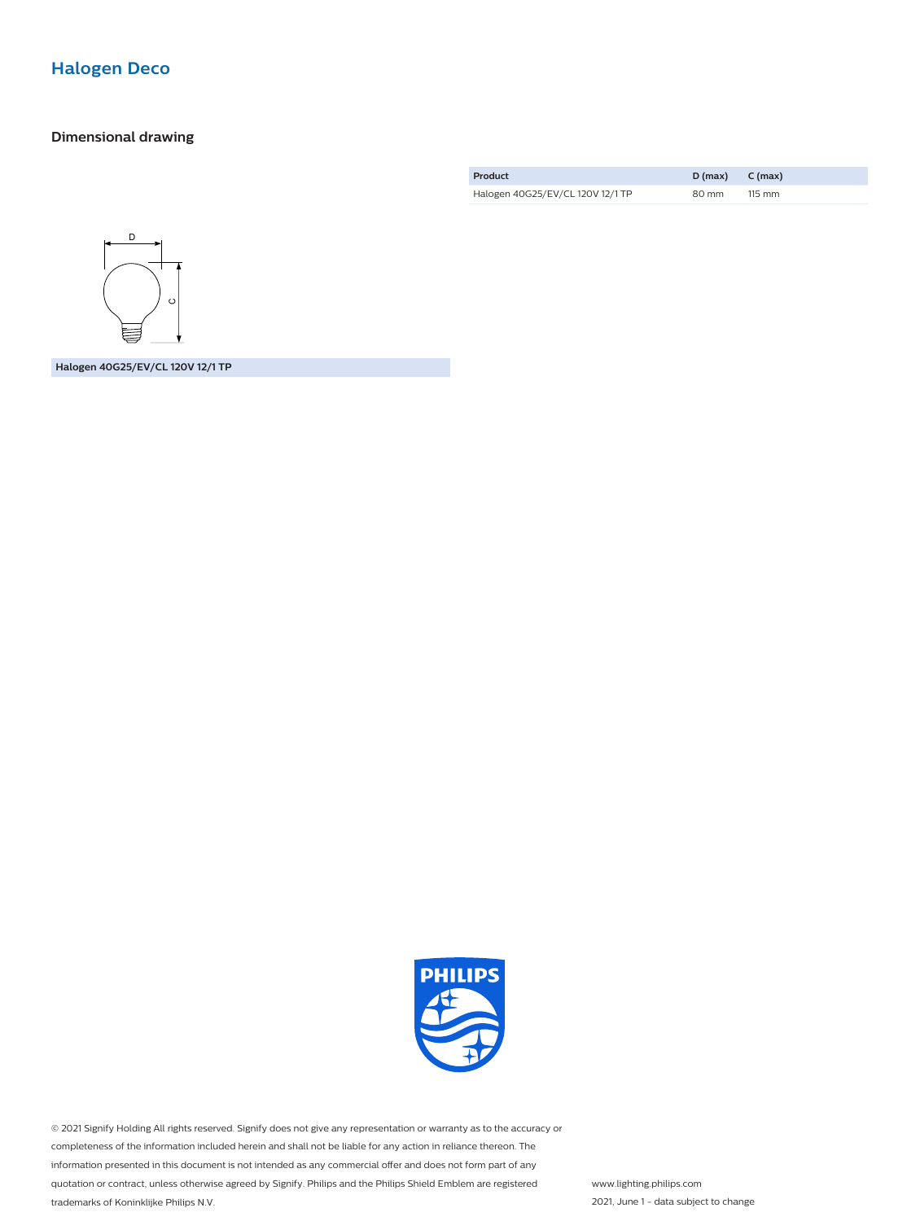## Halogen Deco

### Dimensional drawing

| Product | D (max) | C (max) |
|---|---|---|
| Halogen 40G25/EV/CL 120V 12/1 TP | 80 mm | 115 mm |

D

C

**Halogen 40G25/EV/CL 120V 12/1 TP**

© 2021 Signify Holding All rights reserved. Signify does not give any representation or warranty as to the accuracy or completeness of the information included herein and shall not be liable for any action in reliance thereon. The information presented in this document is not intended as any commercial offer and does not form part of any quotation or contract, unless otherwise agreed by Signify. Philips and the Philips Shield Emblem are registered trademarks of Koninklijke Philips N.V.

www.lighting.philips.com

2021, June 1 - data subject to change